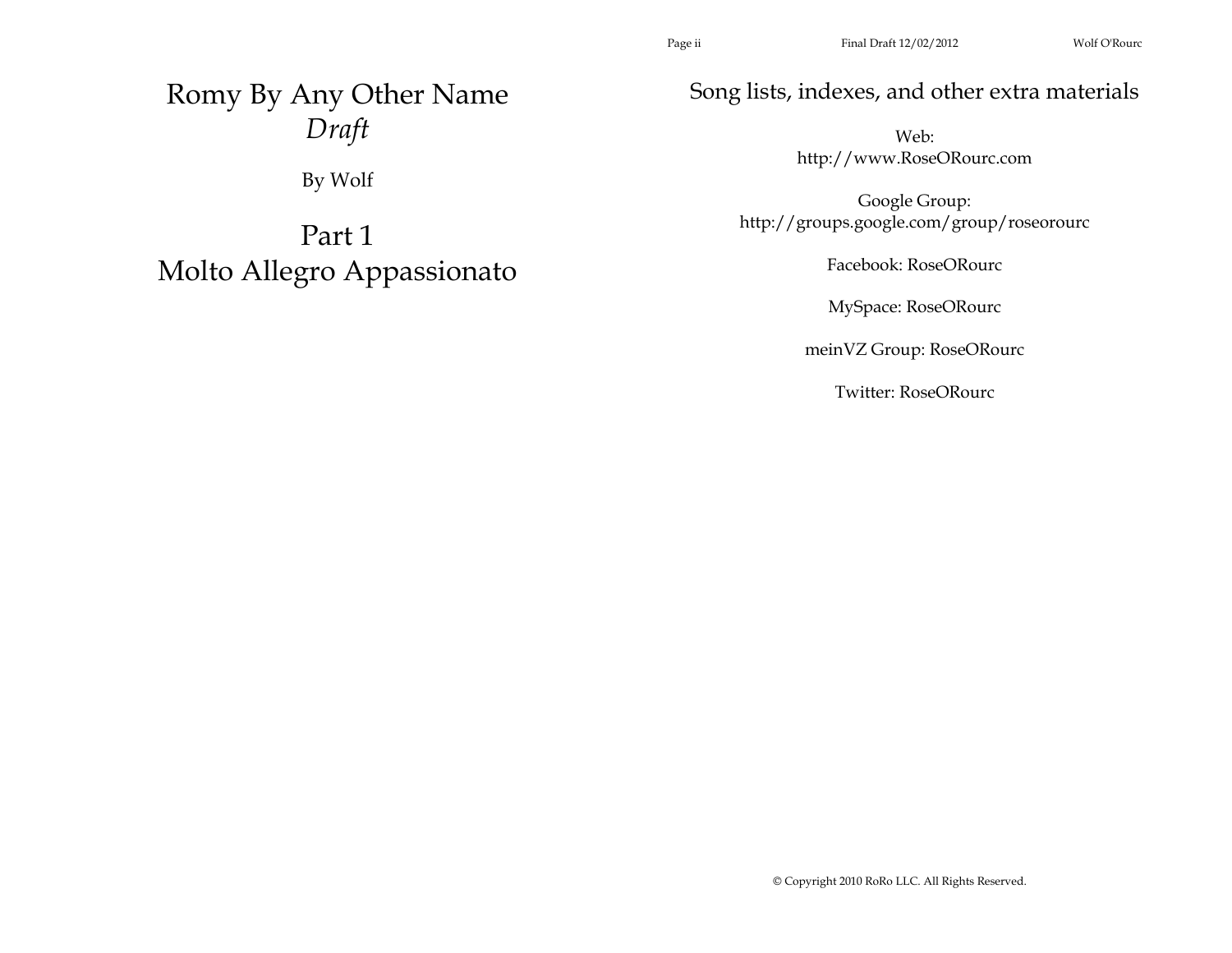# Romy By Any Other Name
*Draft*

By Wolf

# Part 1
# Molto Allegro Appassionato

## Song lists, indexes, and other extra materials

Web:
http://www.RoseORourc.com

Google Group:
http://groups.google.com/group/roseorourc

Facebook: RoseORourc

MySpace: RoseORourc

meinVZ Group: RoseORourc

Twitter: RoseORourc

© Copyright 2010 RoRo LLC. All Rights Reserved.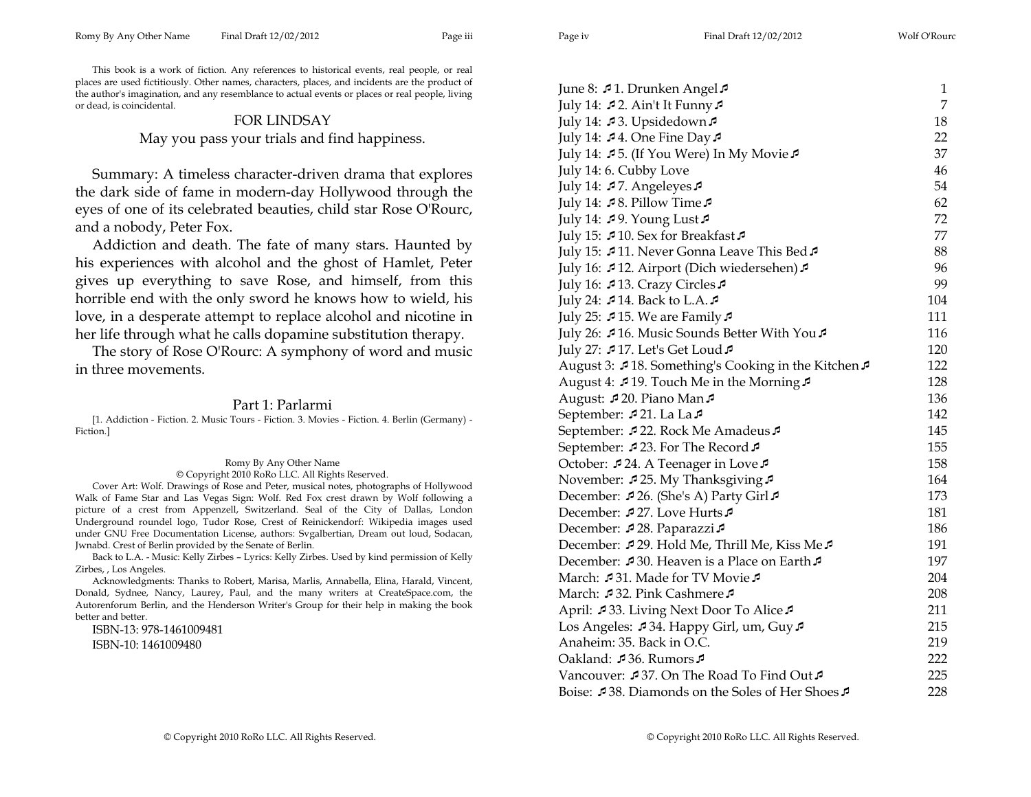This book is a work of fiction. Any references to historical events, real people, or real places are used fictitiously. Other names, characters, places, and incidents are the product of the author's imagination, and any resemblance to actual events or places or real people, living or dead, is coincidental.

FOR LINDSAY

May you pass your trials and find happiness.

Summary: A timeless character-driven drama that explores the dark side of fame in modern-day Hollywood through the eyes of one of its celebrated beauties, child star Rose O'Rourc, and a nobody, Peter Fox.

Addiction and death. The fate of many stars. Haunted by his experiences with alcohol and the ghost of Hamlet, Peter gives up everything to save Rose, and himself, from this horrible end with the only sword he knows how to wield, his love, in a desperate attempt to replace alcohol and nicotine in her life through what he calls dopamine substitution therapy.

The story of Rose O'Rourc: A symphony of word and music in three movements.

## Part 1: Parlarmi

[1. Addiction - Fiction. 2. Music Tours - Fiction. 3. Movies - Fiction. 4. Berlin (Germany) - Fiction.]

Romy By Any Other Name

© Copyright 2010 RoRo LLC. All Rights Reserved.

Cover Art: Wolf. Drawings of Rose and Peter, musical notes, photographs of Hollywood Walk of Fame Star and Las Vegas Sign: Wolf. Red Fox crest drawn by Wolf following a picture of a crest from Appenzell, Switzerland. Seal of the City of Dallas, London Underground roundel logo, Tudor Rose, Crest of Reinickendorf: Wikipedia images used under GNU Free Documentation License, authors: Svgalbertian, Dream out loud, Sodacan, Jwnabd. Crest of Berlin provided by the Senate of Berlin.

Back to L.A. - Music: Kelly Zirbes – Lyrics: Kelly Zirbes. Used by kind permission of Kelly Zirbes, , Los Angeles.

Acknowledgments: Thanks to Robert, Marisa, Marlis, Annabella, Elina, Harald, Vincent, Donald, Sydnee, Nancy, Laurey, Paul, and the many writers at CreateSpace.com, the Autorenforum Berlin, and the Henderson Writer's Group for their help in making the book better and better.

ISBN-13: 978-1461009481

ISBN-10: 1461009480

| | |
|---|---|
| June 8: ♬ 1. Drunken Angel ♬ | 1 |
| July 14: ♬ 2. Ain't It Funny ♬ | 7 |
| July 14: ♬ 3. Upsidedown ♬ | 18 |
| July 14: ♬ 4. One Fine Day ♬ | 22 |
| July 14: ♬ 5. (If You Were) In My Movie ♬ | 37 |
| July 14: 6. Cubby Love | 46 |
| July 14: ♬ 7. Angeleyes ♬ | 54 |
| July 14: ♬ 8. Pillow Time ♬ | 62 |
| July 14: ♬ 9. Young Lust ♬ | 72 |
| July 15: ♬ 10. Sex for Breakfast ♬ | 77 |
| July 15: ♬ 11. Never Gonna Leave This Bed ♬ | 88 |
| July 16: ♬ 12. Airport (Dich wiedersehen) ♬ | 96 |
| July 16: ♬ 13. Crazy Circles ♬ | 99 |
| July 24: ♬ 14. Back to L.A. ♬ | 104 |
| July 25: ♬ 15. We are Family ♬ | 111 |
| July 26: ♬ 16. Music Sounds Better With You ♬ | 116 |
| July 27: ♬ 17. Let's Get Loud ♬ | 120 |
| August 3: ♬ 18. Something's Cooking in the Kitchen ♬ | 122 |
| August 4: ♬ 19. Touch Me in the Morning ♬ | 128 |
| August: ♬ 20. Piano Man ♬ | 136 |
| September: ♬ 21. La La ♬ | 142 |
| September: ♬ 22. Rock Me Amadeus ♬ | 145 |
| September: ♬ 23. For The Record ♬ | 155 |
| October: ♬ 24. A Teenager in Love ♬ | 158 |
| November: ♬ 25. My Thanksgiving ♬ | 164 |
| December: ♬ 26. (She's A) Party Girl ♬ | 173 |
| December: ♬ 27. Love Hurts ♬ | 181 |
| December: ♬ 28. Paparazzi ♬ | 186 |
| December: ♬ 29. Hold Me, Thrill Me, Kiss Me ♬ | 191 |
| December: ♬ 30. Heaven is a Place on Earth ♬ | 197 |
| March: ♬ 31. Made for TV Movie ♬ | 204 |
| March: ♬ 32. Pink Cashmere ♬ | 208 |
| April: ♬ 33. Living Next Door To Alice ♬ | 211 |
| Los Angeles: ♬ 34. Happy Girl, um, Guy ♬ | 215 |
| Anaheim: 35. Back in O.C. | 219 |
| Oakland: ♬ 36. Rumors ♬ | 222 |
| Vancouver: ♬ 37. On The Road To Find Out ♬ | 225 |
| Boise: ♬ 38. Diamonds on the Soles of Her Shoes ♬ | 228 |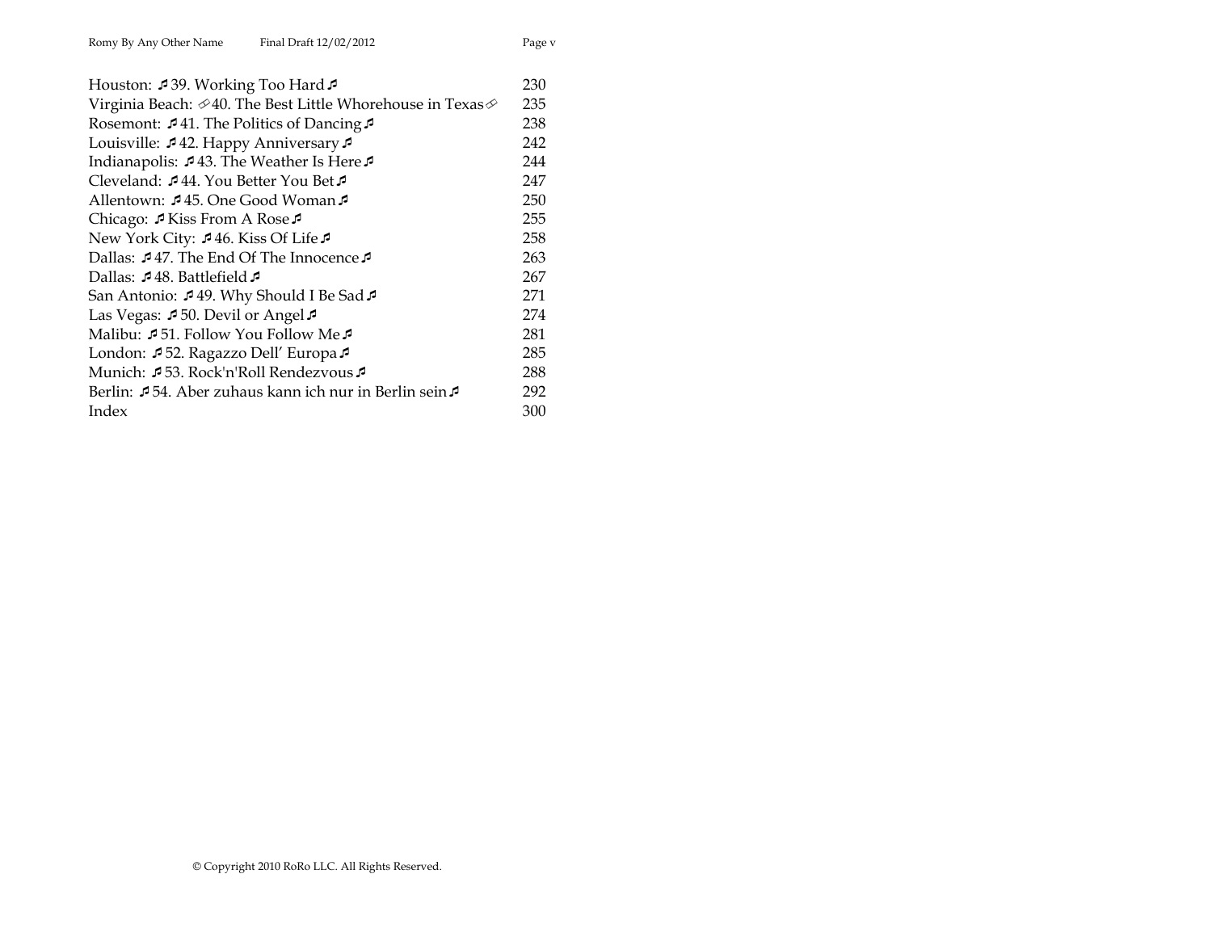| | |
|---|---|
| Houston: ♬39. Working Too Hard♬ | 230 |
| Virginia Beach: ✐40. The Best Little Whorehouse in Texas✐ | 235 |
| Rosemont: ♬41. The Politics of Dancing♬ | 238 |
| Louisville: ♬42. Happy Anniversary♬ | 242 |
| Indianapolis: ♬43. The Weather Is Here♬ | 244 |
| Cleveland: ♬44. You Better You Bet♬ | 247 |
| Allentown: ♬45. One Good Woman♬ | 250 |
| Chicago: ♬Kiss From A Rose♬ | 255 |
| New York City: ♬46. Kiss Of Life♬ | 258 |
| Dallas: ♬47. The End Of The Innocence♬ | 263 |
| Dallas: ♬48. Battlefield♬ | 267 |
| San Antonio: ♬49. Why Should I Be Sad♬ | 271 |
| Las Vegas: ♬50. Devil or Angel♬ | 274 |
| Malibu: ♬51. Follow You Follow Me♬ | 281 |
| London: ♬52. Ragazzo Dell' Europa♬ | 285 |
| Munich: ♬53. Rock'n'Roll Rendezvous♬ | 288 |
| Berlin: ♬54. Aber zuhaus kann ich nur in Berlin sein♬ | 292 |
| Index | 300 |

© Copyright 2010 RoRo LLC. All Rights Reserved.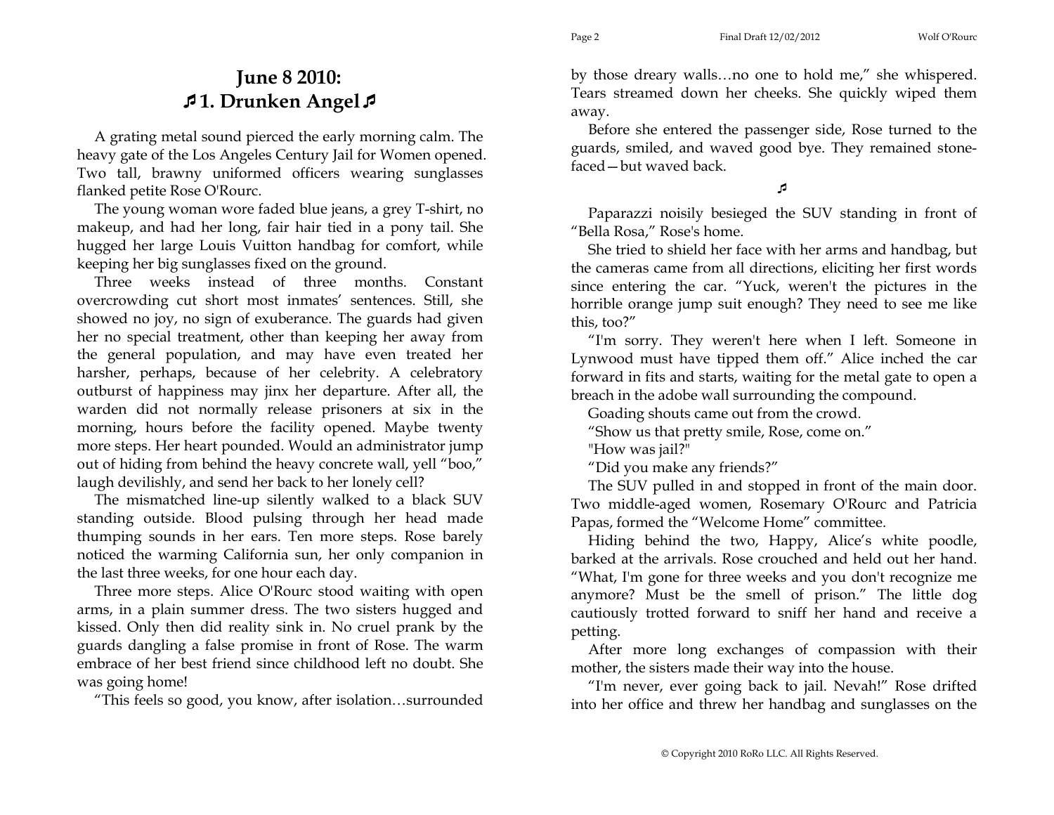# June 8 2010:
# ♬ 1. Drunken Angel ♬

A grating metal sound pierced the early morning calm. The heavy gate of the Los Angeles Century Jail for Women opened. Two tall, brawny uniformed officers wearing sunglasses flanked petite Rose O'Rourc.

The young woman wore faded blue jeans, a grey T-shirt, no makeup, and had her long, fair hair tied in a pony tail. She hugged her large Louis Vuitton handbag for comfort, while keeping her big sunglasses fixed on the ground.

Three weeks instead of three months. Constant overcrowding cut short most inmates' sentences. Still, she showed no joy, no sign of exuberance. The guards had given her no special treatment, other than keeping her away from the general population, and may have even treated her harsher, perhaps, because of her celebrity. A celebratory outburst of happiness may jinx her departure. After all, the warden did not normally release prisoners at six in the morning, hours before the facility opened. Maybe twenty more steps. Her heart pounded. Would an administrator jump out of hiding from behind the heavy concrete wall, yell "boo," laugh devilishly, and send her back to her lonely cell?

The mismatched line-up silently walked to a black SUV standing outside. Blood pulsing through her head made thumping sounds in her ears. Ten more steps. Rose barely noticed the warming California sun, her only companion in the last three weeks, for one hour each day.

Three more steps. Alice O'Rourc stood waiting with open arms, in a plain summer dress. The two sisters hugged and kissed. Only then did reality sink in. No cruel prank by the guards dangling a false promise in front of Rose. The warm embrace of her best friend since childhood left no doubt. She was going home!

"This feels so good, you know, after isolation…surrounded by those dreary walls…no one to hold me," she whispered. Tears streamed down her cheeks. She quickly wiped them away.

Before she entered the passenger side, Rose turned to the guards, smiled, and waved good bye. They remained stone-faced—but waved back.

♬

Paparazzi noisily besieged the SUV standing in front of "Bella Rosa," Rose's home.

She tried to shield her face with her arms and handbag, but the cameras came from all directions, eliciting her first words since entering the car. "Yuck, weren't the pictures in the horrible orange jump suit enough? They need to see me like this, too?"

"I'm sorry. They weren't here when I left. Someone in Lynwood must have tipped them off." Alice inched the car forward in fits and starts, waiting for the metal gate to open a breach in the adobe wall surrounding the compound.

Goading shouts came out from the crowd.

"Show us that pretty smile, Rose, come on."

"How was jail?"

"Did you make any friends?"

The SUV pulled in and stopped in front of the main door. Two middle-aged women, Rosemary O'Rourc and Patricia Papas, formed the "Welcome Home" committee.

Hiding behind the two, Happy, Alice's white poodle, barked at the arrivals. Rose crouched and held out her hand. "What, I'm gone for three weeks and you don't recognize me anymore? Must be the smell of prison." The little dog cautiously trotted forward to sniff her hand and receive a petting.

After more long exchanges of compassion with their mother, the sisters made their way into the house.

"I'm never, ever going back to jail. Nevah!" Rose drifted into her office and threw her handbag and sunglasses on the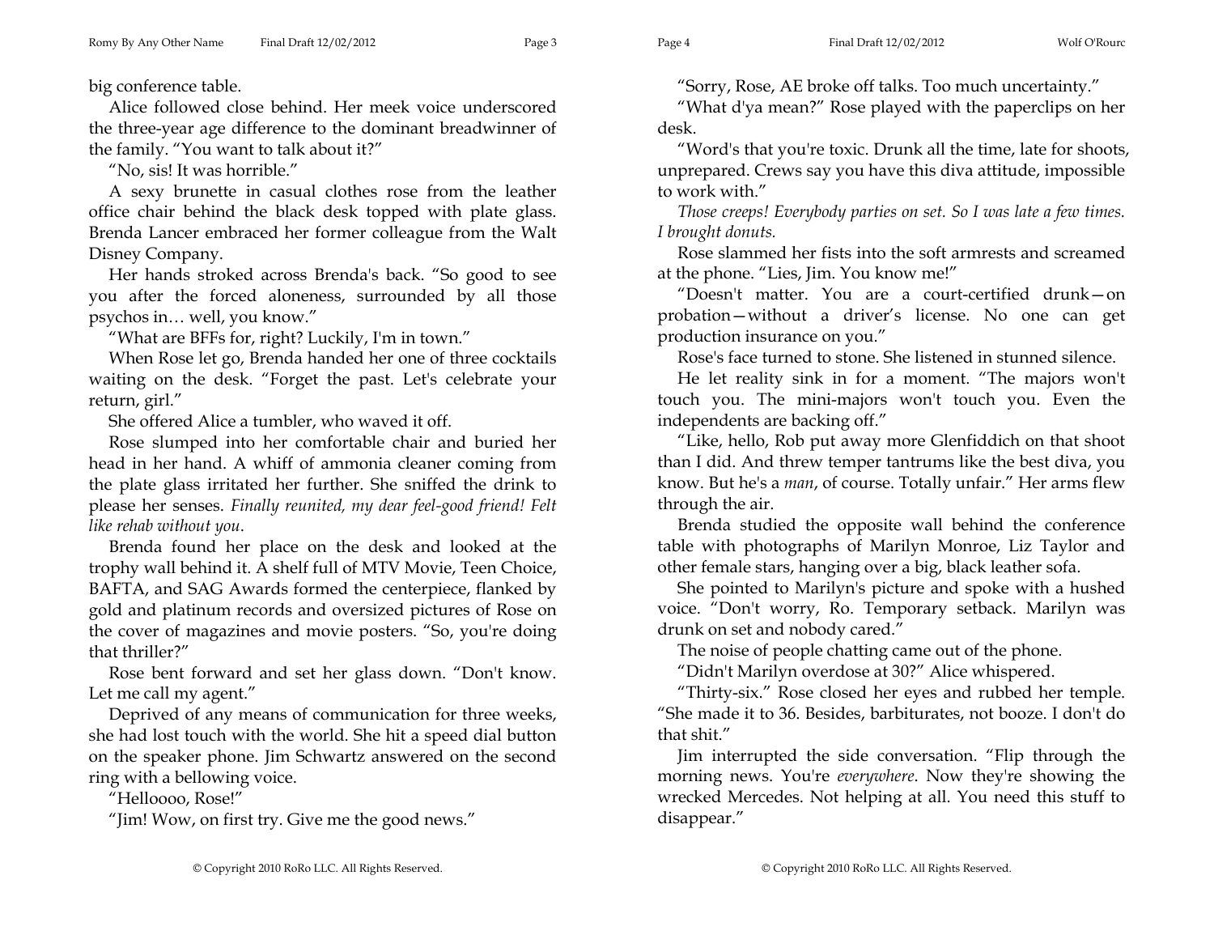big conference table.

Alice followed close behind. Her meek voice underscored the three-year age difference to the dominant breadwinner of the family. “You want to talk about it?”

“No, sis! It was horrible.”

A sexy brunette in casual clothes rose from the leather office chair behind the black desk topped with plate glass. Brenda Lancer embraced her former colleague from the Walt Disney Company.

Her hands stroked across Brenda's back. “So good to see you after the forced aloneness, surrounded by all those psychos in… well, you know.”

“What are BFFs for, right? Luckily, I'm in town.”

When Rose let go, Brenda handed her one of three cocktails waiting on the desk. “Forget the past. Let's celebrate your return, girl.”

She offered Alice a tumbler, who waved it off.

Rose slumped into her comfortable chair and buried her head in her hand. A whiff of ammonia cleaner coming from the plate glass irritated her further. She sniffed the drink to please her senses. *Finally reunited, my dear feel-good friend! Felt like rehab without you*.

Brenda found her place on the desk and looked at the trophy wall behind it. A shelf full of MTV Movie, Teen Choice, BAFTA, and SAG Awards formed the centerpiece, flanked by gold and platinum records and oversized pictures of Rose on the cover of magazines and movie posters. “So, you're doing that thriller?”

Rose bent forward and set her glass down. “Don't know. Let me call my agent.”

Deprived of any means of communication for three weeks, she had lost touch with the world. She hit a speed dial button on the speaker phone. Jim Schwartz answered on the second ring with a bellowing voice.

“Helloooo, Rose!”

“Jim! Wow, on first try. Give me the good news.”

“Sorry, Rose, AE broke off talks. Too much uncertainty.”

“What d'ya mean?” Rose played with the paperclips on her desk.

“Word's that you're toxic. Drunk all the time, late for shoots, unprepared. Crews say you have this diva attitude, impossible to work with.”

*Those creeps! Everybody parties on set. So I was late a few times. I brought donuts.*

Rose slammed her fists into the soft armrests and screamed at the phone. “Lies, Jim. You know me!”

“Doesn't matter. You are a court-certified drunk—on probation—without a driver’s license. No one can get production insurance on you.”

Rose's face turned to stone. She listened in stunned silence.

He let reality sink in for a moment. “The majors won't touch you. The mini-majors won't touch you. Even the independents are backing off.”

“Like, hello, Rob put away more Glenfiddich on that shoot than I did. And threw temper tantrums like the best diva, you know. But he's a *man*, of course. Totally unfair.” Her arms flew through the air.

Brenda studied the opposite wall behind the conference table with photographs of Marilyn Monroe, Liz Taylor and other female stars, hanging over a big, black leather sofa.

She pointed to Marilyn's picture and spoke with a hushed voice. “Don't worry, Ro. Temporary setback. Marilyn was drunk on set and nobody cared.”

The noise of people chatting came out of the phone.

“Didn't Marilyn overdose at 30?” Alice whispered.

“Thirty-six.” Rose closed her eyes and rubbed her temple. “She made it to 36. Besides, barbiturates, not booze. I don't do that shit.”

Jim interrupted the side conversation. “Flip through the morning news. You're *everywhere*. Now they're showing the wrecked Mercedes. Not helping at all. You need this stuff to disappear.”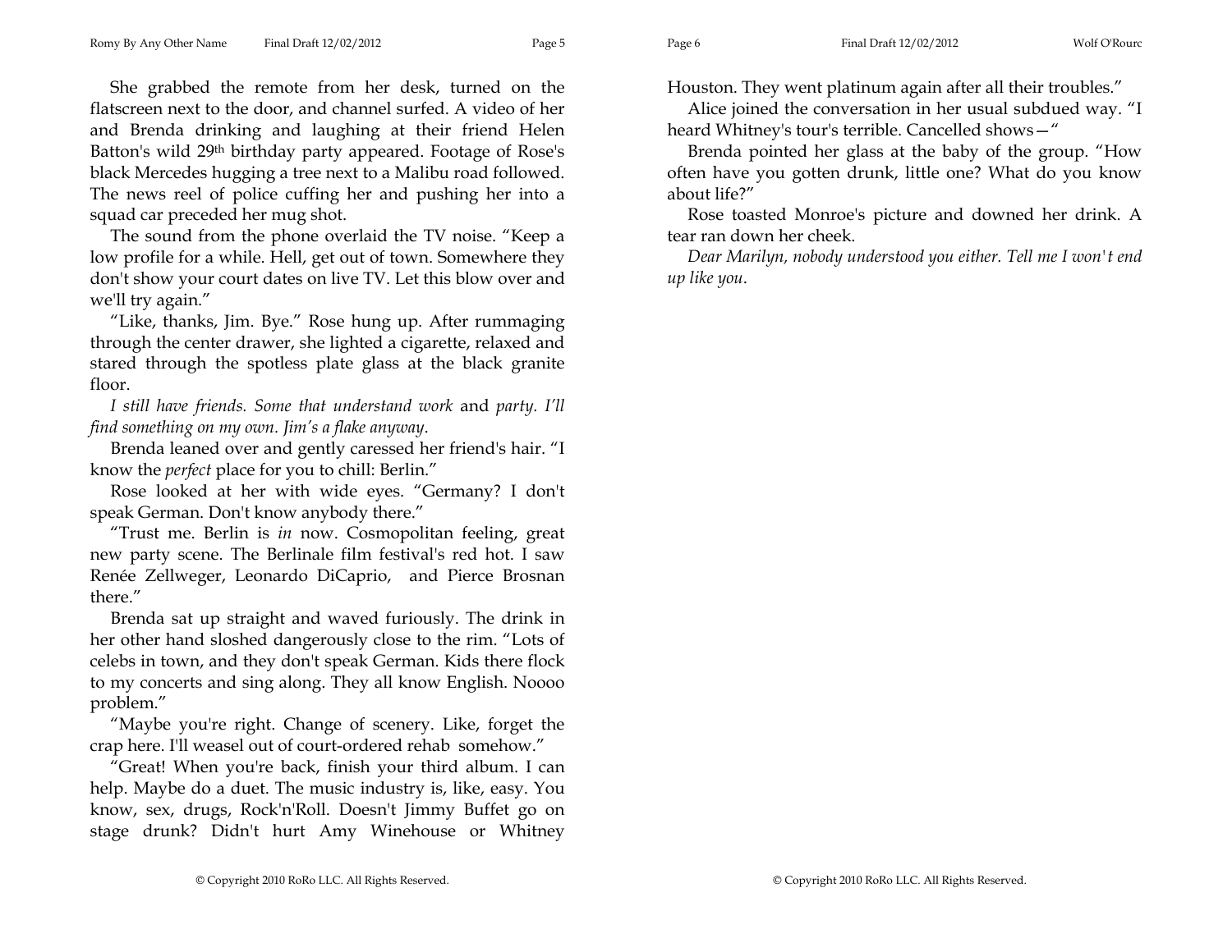She grabbed the remote from her desk, turned on the flatscreen next to the door, and channel surfed. A video of her and Brenda drinking and laughing at their friend Helen Batton's wild 29th birthday party appeared. Footage of Rose's black Mercedes hugging a tree next to a Malibu road followed. The news reel of police cuffing her and pushing her into a squad car preceded her mug shot.

The sound from the phone overlaid the TV noise. “Keep a low profile for a while. Hell, get out of town. Somewhere they don't show your court dates on live TV. Let this blow over and we'll try again.”

“Like, thanks, Jim. Bye.” Rose hung up. After rummaging through the center drawer, she lighted a cigarette, relaxed and stared through the spotless plate glass at the black granite floor.

*I still have friends. Some that understand work* and *party. I'll find something on my own. Jim's a flake anyway.*

Brenda leaned over and gently caressed her friend's hair. “I know the *perfect* place for you to chill: Berlin.”

Rose looked at her with wide eyes. “Germany? I don't speak German. Don't know anybody there.”

“Trust me. Berlin is *in* now. Cosmopolitan feeling, great new party scene. The Berlinale film festival's red hot. I saw Renée Zellweger, Leonardo DiCaprio, and Pierce Brosnan there.”

Brenda sat up straight and waved furiously. The drink in her other hand sloshed dangerously close to the rim. “Lots of celebs in town, and they don't speak German. Kids there flock to my concerts and sing along. They all know English. Noooo problem.”

“Maybe you're right. Change of scenery. Like, forget the crap here. I'll weasel out of court-ordered rehab somehow.”

“Great! When you're back, finish your third album. I can help. Maybe do a duet. The music industry is, like, easy. You know, sex, drugs, Rock'n'Roll. Doesn't Jimmy Buffet go on stage drunk? Didn't hurt Amy Winehouse or Whitney Houston. They went platinum again after all their troubles.”

Alice joined the conversation in her usual subdued way. “I heard Whitney's tour's terrible. Cancelled shows—“

Brenda pointed her glass at the baby of the group. “How often have you gotten drunk, little one? What do you know about life?”

Rose toasted Monroe's picture and downed her drink. A tear ran down her cheek.

*Dear Marilyn, nobody understood you either. Tell me I won't end up like you.*